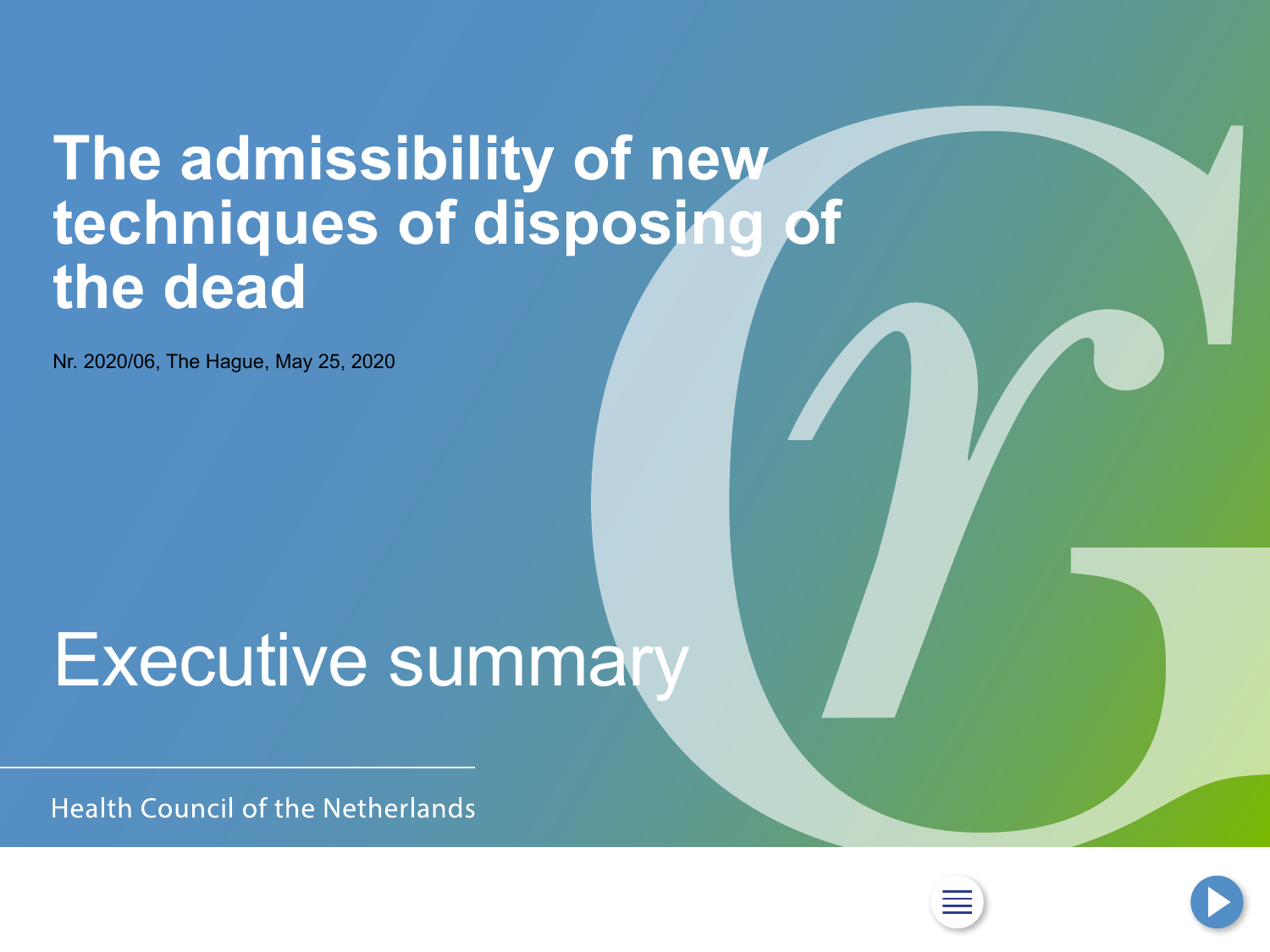# The admissibility of new techniques of disposing of the dead

Nr. 2020/06, The Hague, May 25, 2020

## Executive summary

Health Council of the Netherlands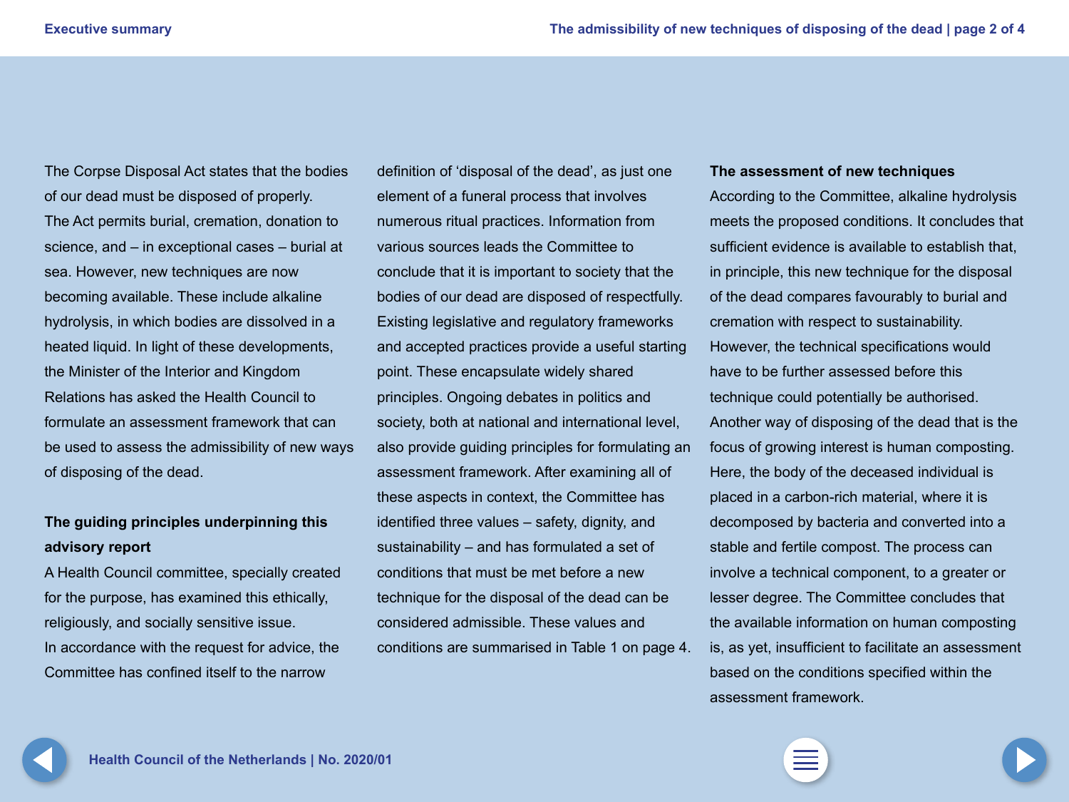The Corpse Disposal Act states that the bodies of our dead must be disposed of properly. The Act permits burial, cremation, donation to science, and – in exceptional cases – burial at sea. However, new techniques are now becoming available. These include alkaline hydrolysis, in which bodies are dissolved in a heated liquid. In light of these developments, the Minister of the Interior and Kingdom Relations has asked the Health Council to formulate an assessment framework that can be used to assess the admissibility of new ways of disposing of the dead.

**The guiding principles underpinning this advisory report**

A Health Council committee, specially created for the purpose, has examined this ethically, religiously, and socially sensitive issue. In accordance with the request for advice, the Committee has confined itself to the narrow definition of 'disposal of the dead', as just one element of a funeral process that involves numerous ritual practices. Information from various sources leads the Committee to conclude that it is important to society that the bodies of our dead are disposed of respectfully. Existing legislative and regulatory frameworks and accepted practices provide a useful starting point. These encapsulate widely shared principles. Ongoing debates in politics and society, both at national and international level, also provide guiding principles for formulating an assessment framework. After examining all of these aspects in context, the Committee has identified three values – safety, dignity, and sustainability – and has formulated a set of conditions that must be met before a new technique for the disposal of the dead can be considered admissible. These values and conditions are summarised in Table 1 on page 4.

**The assessment of new techniques**

According to the Committee, alkaline hydrolysis meets the proposed conditions. It concludes that sufficient evidence is available to establish that, in principle, this new technique for the disposal of the dead compares favourably to burial and cremation with respect to sustainability. However, the technical specifications would have to be further assessed before this technique could potentially be authorised. Another way of disposing of the dead that is the focus of growing interest is human composting. Here, the body of the deceased individual is placed in a carbon-rich material, where it is decomposed by bacteria and converted into a stable and fertile compost. The process can involve a technical component, to a greater or lesser degree. The Committee concludes that the available information on human composting is, as yet, insufficient to facilitate an assessment based on the conditions specified within the assessment framework.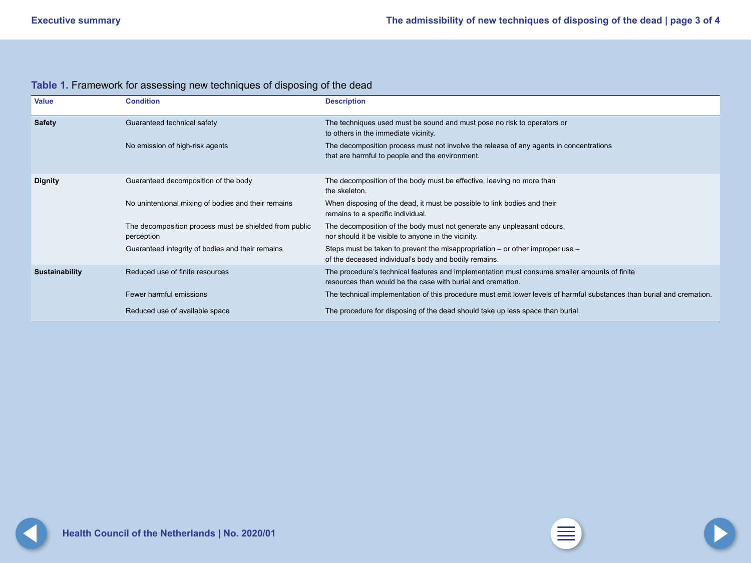**Table 1.** Framework for assessing new techniques of disposing of the dead

| Value | Condition | Description |
|---|---|---|
| **Safety** | Guaranteed technical safety | The techniques used must be sound and must pose no risk to operators or to others in the immediate vicinity. |
| | No emission of high-risk agents | The decomposition process must not involve the release of any agents in concentrations that are harmful to people and the environment. |
| **Dignity** | Guaranteed decomposition of the body | The decomposition of the body must be effective, leaving no more than the skeleton. |
| | No unintentional mixing of bodies and their remains | When disposing of the dead, it must be possible to link bodies and their remains to a specific individual. |
| | The decomposition process must be shielded from public perception | The decomposition of the body must not generate any unpleasant odours, nor should it be visible to anyone in the vicinity. |
| | Guaranteed integrity of bodies and their remains | Steps must be taken to prevent the misappropriation – or other improper use – of the deceased individual's body and bodily remains. |
| **Sustainability** | Reduced use of finite resources | The procedure's technical features and implementation must consume smaller amounts of finite resources than would be the case with burial and cremation. |
| | Fewer harmful emissions | The technical implementation of this procedure must emit lower levels of harmful substances than burial and cremation. |
| | Reduced use of available space | The procedure for disposing of the dead should take up less space than burial. |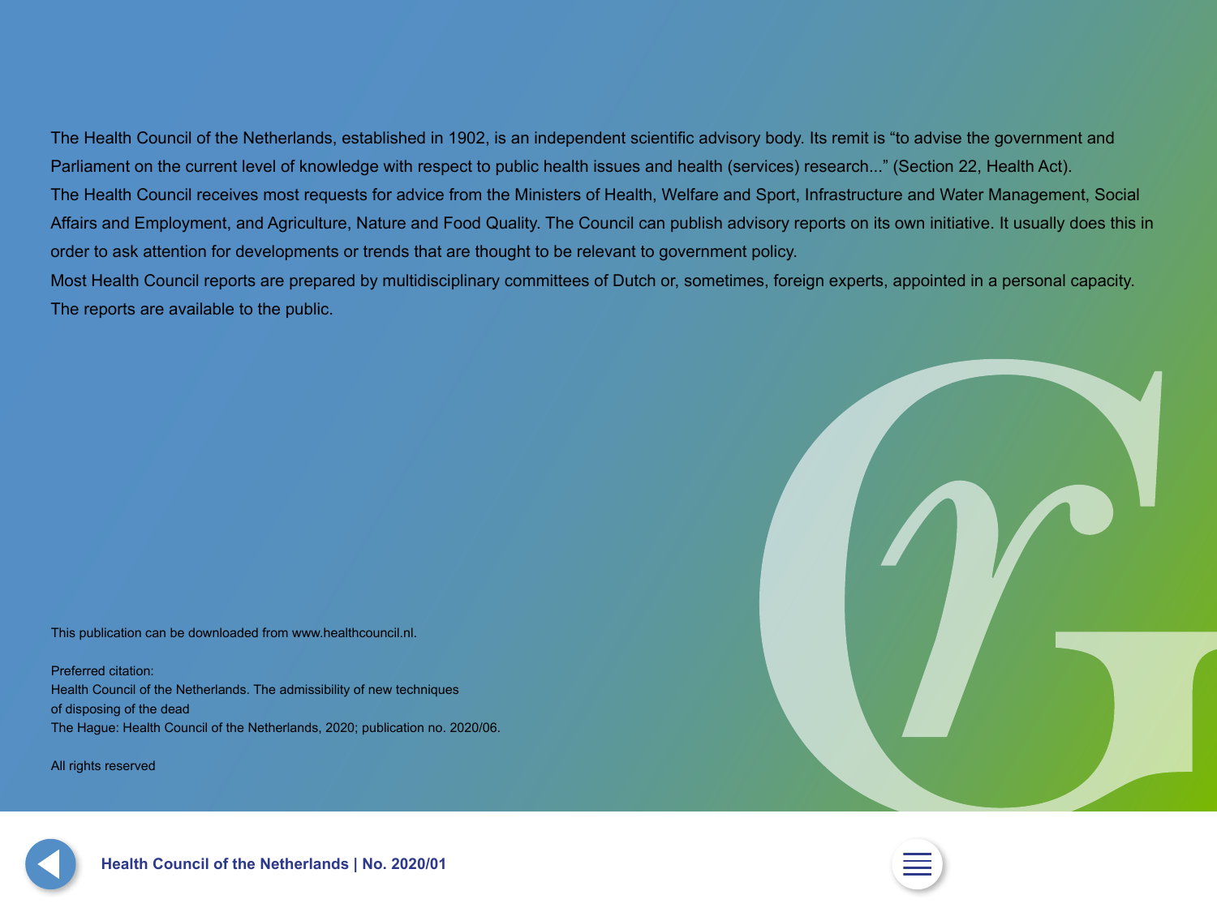The Health Council of the Netherlands, established in 1902, is an independent scientific advisory body. Its remit is "to advise the government and Parliament on the current level of knowledge with respect to public health issues and health (services) research..." (Section 22, Health Act).
The Health Council receives most requests for advice from the Ministers of Health, Welfare and Sport, Infrastructure and Water Management, Social Affairs and Employment, and Agriculture, Nature and Food Quality. The Council can publish advisory reports on its own initiative. It usually does this in order to ask attention for developments or trends that are thought to be relevant to government policy.
Most Health Council reports are prepared by multidisciplinary committees of Dutch or, sometimes, foreign experts, appointed in a personal capacity. The reports are available to the public.

This publication can be downloaded from www.healthcouncil.nl.

Preferred citation:
Health Council of the Netherlands. The admissibility of new techniques of disposing of the dead
The Hague: Health Council of the Netherlands, 2020; publication no. 2020/06.

All rights reserved